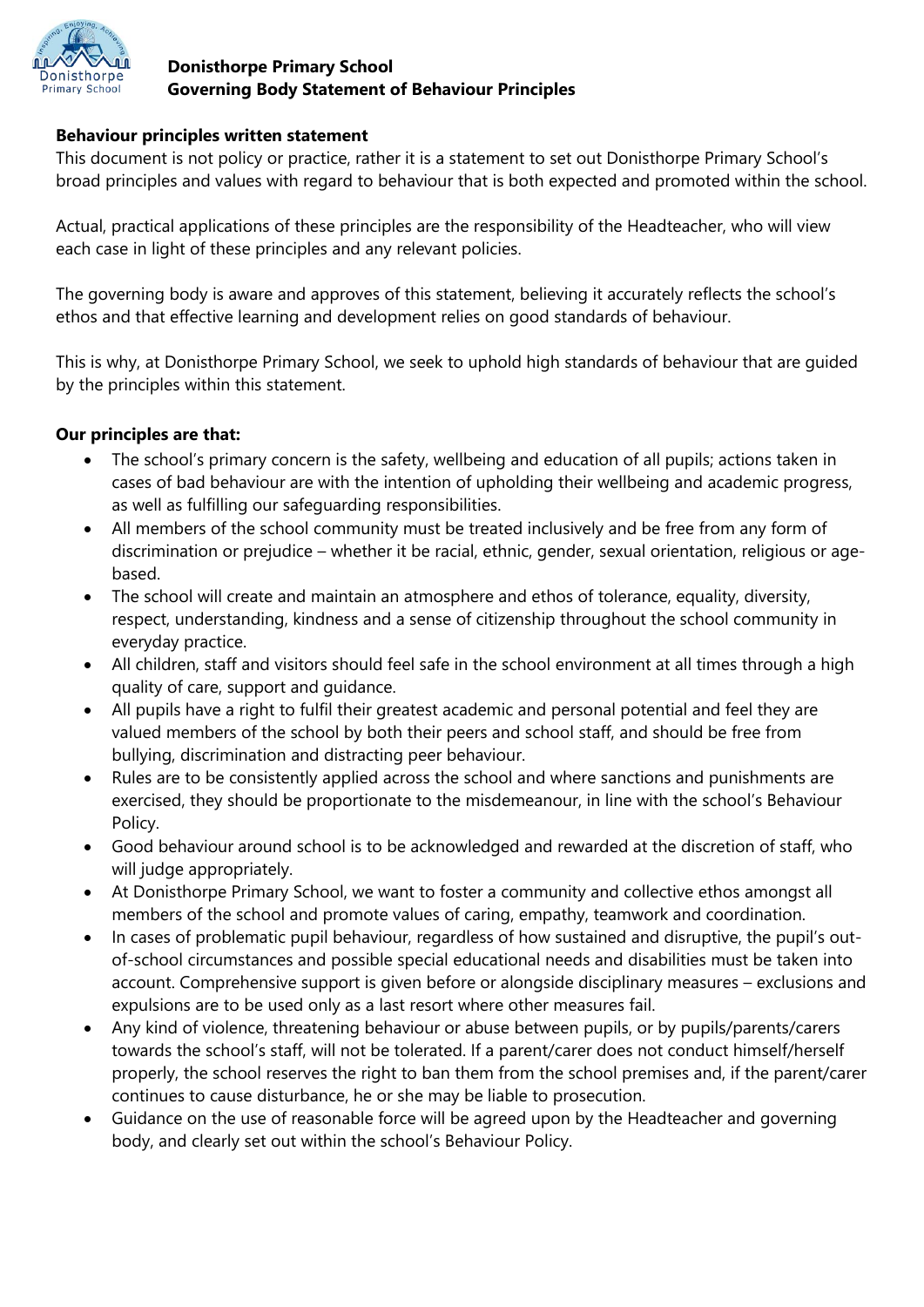# Donisthorpe Primary School
## Governing Body Statement of Behaviour Principles

**Behaviour principles written statement**

This document is not policy or practice, rather it is a statement to set out Donisthorpe Primary School's broad principles and values with regard to behaviour that is both expected and promoted within the school.

Actual, practical applications of these principles are the responsibility of the Headteacher, who will view each case in light of these principles and any relevant policies.

The governing body is aware and approves of this statement, believing it accurately reflects the school's ethos and that effective learning and development relies on good standards of behaviour.

This is why, at Donisthorpe Primary School, we seek to uphold high standards of behaviour that are guided by the principles within this statement.

**Our principles are that:**

- The school's primary concern is the safety, wellbeing and education of all pupils; actions taken in cases of bad behaviour are with the intention of upholding their wellbeing and academic progress, as well as fulfilling our safeguarding responsibilities.
- All members of the school community must be treated inclusively and be free from any form of discrimination or prejudice – whether it be racial, ethnic, gender, sexual orientation, religious or age-based.
- The school will create and maintain an atmosphere and ethos of tolerance, equality, diversity, respect, understanding, kindness and a sense of citizenship throughout the school community in everyday practice.
- All children, staff and visitors should feel safe in the school environment at all times through a high quality of care, support and guidance.
- All pupils have a right to fulfil their greatest academic and personal potential and feel they are valued members of the school by both their peers and school staff, and should be free from bullying, discrimination and distracting peer behaviour.
- Rules are to be consistently applied across the school and where sanctions and punishments are exercised, they should be proportionate to the misdemeanour, in line with the school's Behaviour Policy.
- Good behaviour around school is to be acknowledged and rewarded at the discretion of staff, who will judge appropriately.
- At Donisthorpe Primary School, we want to foster a community and collective ethos amongst all members of the school and promote values of caring, empathy, teamwork and coordination.
- In cases of problematic pupil behaviour, regardless of how sustained and disruptive, the pupil's out-of-school circumstances and possible special educational needs and disabilities must be taken into account. Comprehensive support is given before or alongside disciplinary measures – exclusions and expulsions are to be used only as a last resort where other measures fail.
- Any kind of violence, threatening behaviour or abuse between pupils, or by pupils/parents/carers towards the school's staff, will not be tolerated. If a parent/carer does not conduct himself/herself properly, the school reserves the right to ban them from the school premises and, if the parent/carer continues to cause disturbance, he or she may be liable to prosecution.
- Guidance on the use of reasonable force will be agreed upon by the Headteacher and governing body, and clearly set out within the school's Behaviour Policy.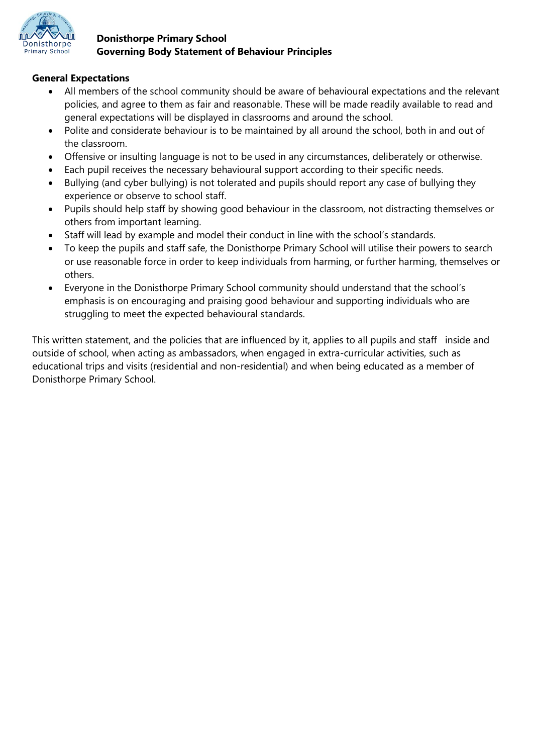**Donisthorpe Primary School**
**Governing Body Statement of Behaviour Principles**

**General Expectations**

- All members of the school community should be aware of behavioural expectations and the relevant policies, and agree to them as fair and reasonable. These will be made readily available to read and general expectations will be displayed in classrooms and around the school.
- Polite and considerate behaviour is to be maintained by all around the school, both in and out of the classroom.
- Offensive or insulting language is not to be used in any circumstances, deliberately or otherwise.
- Each pupil receives the necessary behavioural support according to their specific needs.
- Bullying (and cyber bullying) is not tolerated and pupils should report any case of bullying they experience or observe to school staff.
- Pupils should help staff by showing good behaviour in the classroom, not distracting themselves or others from important learning.
- Staff will lead by example and model their conduct in line with the school's standards.
- To keep the pupils and staff safe, the Donisthorpe Primary School will utilise their powers to search or use reasonable force in order to keep individuals from harming, or further harming, themselves or others.
- Everyone in the Donisthorpe Primary School community should understand that the school's emphasis is on encouraging and praising good behaviour and supporting individuals who are struggling to meet the expected behavioural standards.

This written statement, and the policies that are influenced by it, applies to all pupils and staff inside and outside of school, when acting as ambassadors, when engaged in extra-curricular activities, such as educational trips and visits (residential and non-residential) and when being educated as a member of Donisthorpe Primary School.